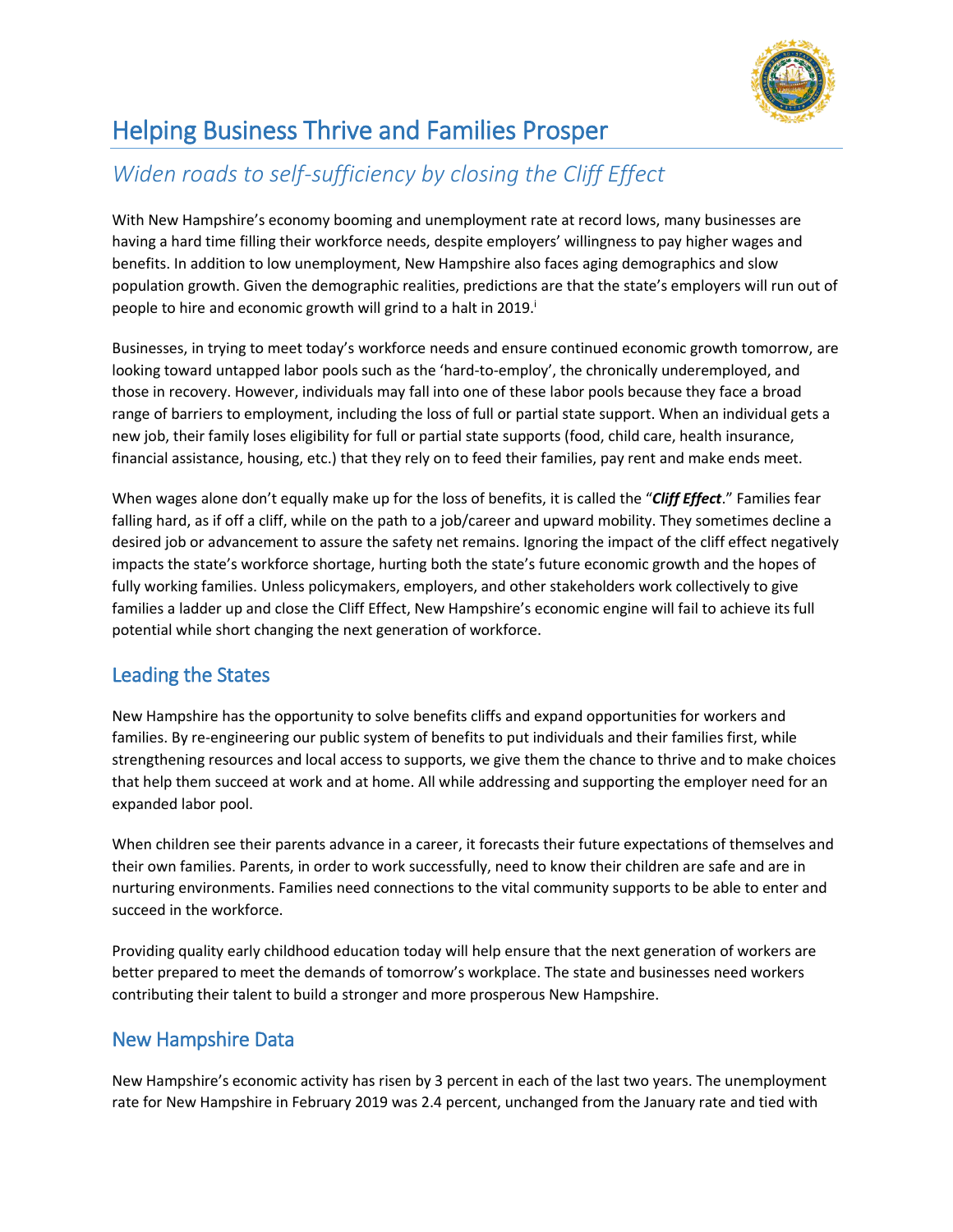# Helping Business Thrive and Families Prosper

## *Widen roads to self-sufficiency by closing the Cliff Effect*

With New Hampshire's economy booming and unemployment rate at record lows, many businesses are having a hard time filling their workforce needs, despite employers' willingness to pay higher wages and benefits. In addition to low unemployment, New Hampshire also faces aging demographics and slow population growth. Given the demographic realities, predictions are that the state's employers will run out of people to hire and economic growth will grind to a halt in 2019.[i]

Businesses, in trying to meet today's workforce needs and ensure continued economic growth tomorrow, are looking toward untapped labor pools such as the 'hard-to-employ', the chronically underemployed, and those in recovery. However, individuals may fall into one of these labor pools because they face a broad range of barriers to employment, including the loss of full or partial state support. When an individual gets a new job, their family loses eligibility for full or partial state supports (food, child care, health insurance, financial assistance, housing, etc.) that they rely on to feed their families, pay rent and make ends meet.

When wages alone don't equally make up for the loss of benefits, it is called the "***Cliff Effect***." Families fear falling hard, as if off a cliff, while on the path to a job/career and upward mobility. They sometimes decline a desired job or advancement to assure the safety net remains. Ignoring the impact of the cliff effect negatively impacts the state's workforce shortage, hurting both the state's future economic growth and the hopes of fully working families. Unless policymakers, employers, and other stakeholders work collectively to give families a ladder up and close the Cliff Effect, New Hampshire's economic engine will fail to achieve its full potential while short changing the next generation of workforce.

## Leading the States

New Hampshire has the opportunity to solve benefits cliffs and expand opportunities for workers and families. By re-engineering our public system of benefits to put individuals and their families first, while strengthening resources and local access to supports, we give them the chance to thrive and to make choices that help them succeed at work and at home. All while addressing and supporting the employer need for an expanded labor pool.

When children see their parents advance in a career, it forecasts their future expectations of themselves and their own families. Parents, in order to work successfully, need to know their children are safe and are in nurturing environments. Families need connections to the vital community supports to be able to enter and succeed in the workforce.

Providing quality early childhood education today will help ensure that the next generation of workers are better prepared to meet the demands of tomorrow's workplace. The state and businesses need workers contributing their talent to build a stronger and more prosperous New Hampshire.

## New Hampshire Data

New Hampshire's economic activity has risen by 3 percent in each of the last two years. The unemployment rate for New Hampshire in February 2019 was 2.4 percent, unchanged from the January rate and tied with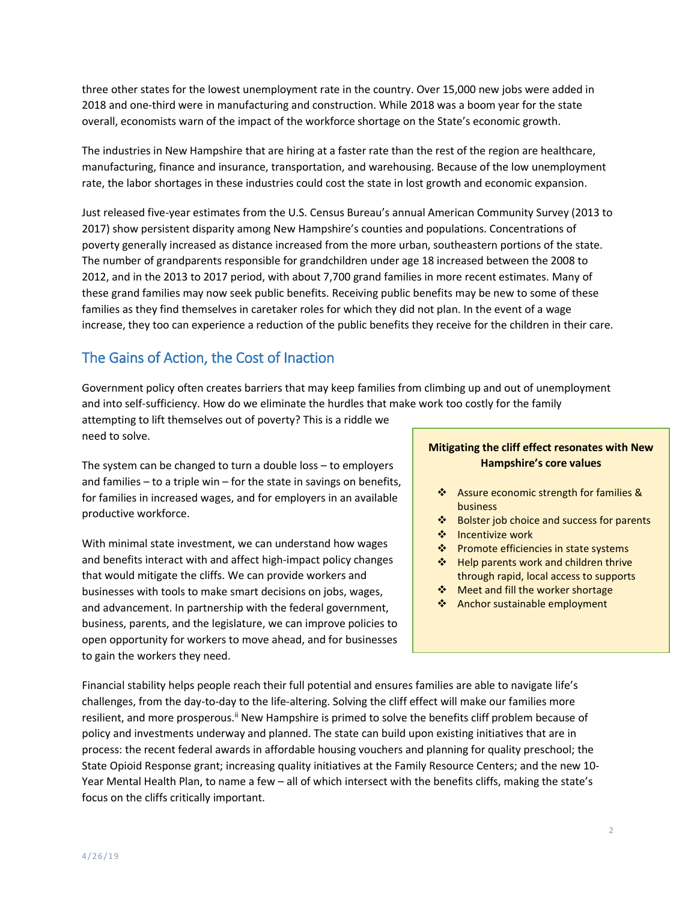three other states for the lowest unemployment rate in the country. Over 15,000 new jobs were added in 2018 and one-third were in manufacturing and construction. While 2018 was a boom year for the state overall, economists warn of the impact of the workforce shortage on the State's economic growth.

The industries in New Hampshire that are hiring at a faster rate than the rest of the region are healthcare, manufacturing, finance and insurance, transportation, and warehousing. Because of the low unemployment rate, the labor shortages in these industries could cost the state in lost growth and economic expansion.

Just released five-year estimates from the U.S. Census Bureau's annual American Community Survey (2013 to 2017) show persistent disparity among New Hampshire's counties and populations. Concentrations of poverty generally increased as distance increased from the more urban, southeastern portions of the state. The number of grandparents responsible for grandchildren under age 18 increased between the 2008 to 2012, and in the 2013 to 2017 period, with about 7,700 grand families in more recent estimates. Many of these grand families may now seek public benefits. Receiving public benefits may be new to some of these families as they find themselves in caretaker roles for which they did not plan. In the event of a wage increase, they too can experience a reduction of the public benefits they receive for the children in their care.

## The Gains of Action, the Cost of Inaction

Government policy often creates barriers that may keep families from climbing up and out of unemployment and into self-sufficiency. How do we eliminate the hurdles that make work too costly for the family attempting to lift themselves out of poverty? This is a riddle we need to solve.

The system can be changed to turn a double loss – to employers and families – to a triple win – for the state in savings on benefits, for families in increased wages, and for employers in an available productive workforce.

With minimal state investment, we can understand how wages and benefits interact with and affect high-impact policy changes that would mitigate the cliffs. We can provide workers and businesses with tools to make smart decisions on jobs, wages, and advancement. In partnership with the federal government, business, parents, and the legislature, we can improve policies to open opportunity for workers to move ahead, and for businesses to gain the workers they need.

**Mitigating the cliff effect resonates with New Hampshire's core values**

- Assure economic strength for families & business
- Bolster job choice and success for parents
- Incentivize work
- Promote efficiencies in state systems
- Help parents work and children thrive through rapid, local access to supports
- Meet and fill the worker shortage
- Anchor sustainable employment

Financial stability helps people reach their full potential and ensures families are able to navigate life's challenges, from the day-to-day to the life-altering. Solving the cliff effect will make our families more resilient, and more prosperous.[ii] New Hampshire is primed to solve the benefits cliff problem because of policy and investments underway and planned. The state can build upon existing initiatives that are in process: the recent federal awards in affordable housing vouchers and planning for quality preschool; the State Opioid Response grant; increasing quality initiatives at the Family Resource Centers; and the new 10-Year Mental Health Plan, to name a few – all of which intersect with the benefits cliffs, making the state's focus on the cliffs critically important.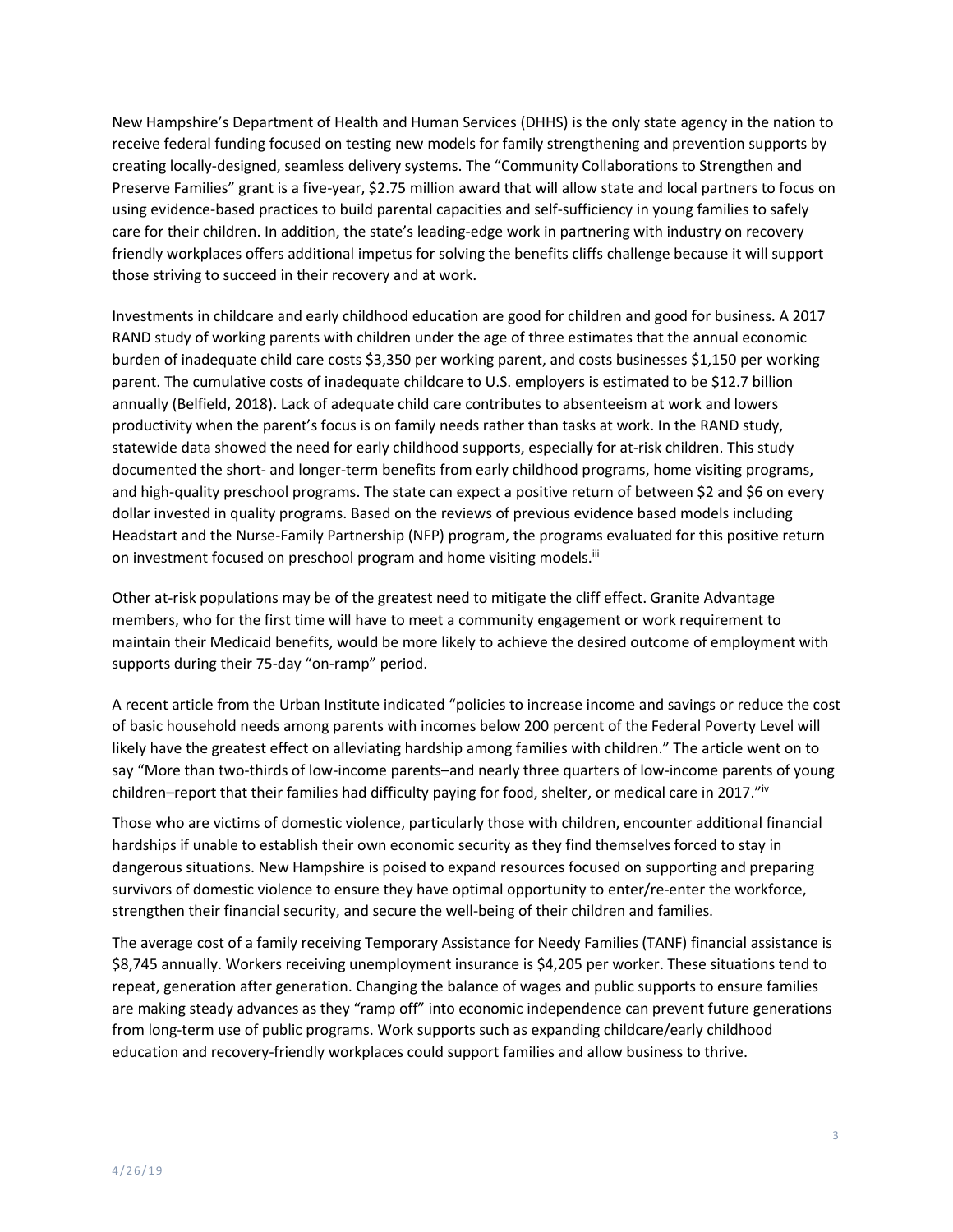New Hampshire's Department of Health and Human Services (DHHS) is the only state agency in the nation to receive federal funding focused on testing new models for family strengthening and prevention supports by creating locally-designed, seamless delivery systems. The "Community Collaborations to Strengthen and Preserve Families" grant is a five-year, $2.75 million award that will allow state and local partners to focus on using evidence-based practices to build parental capacities and self-sufficiency in young families to safely care for their children. In addition, the state's leading-edge work in partnering with industry on recovery friendly workplaces offers additional impetus for solving the benefits cliffs challenge because it will support those striving to succeed in their recovery and at work.

Investments in childcare and early childhood education are good for children and good for business. A 2017 RAND study of working parents with children under the age of three estimates that the annual economic burden of inadequate child care costs $3,350 per working parent, and costs businesses $1,150 per working parent. The cumulative costs of inadequate childcare to U.S. employers is estimated to be $12.7 billion annually (Belfield, 2018). Lack of adequate child care contributes to absenteeism at work and lowers productivity when the parent's focus is on family needs rather than tasks at work. In the RAND study, statewide data showed the need for early childhood supports, especially for at-risk children. This study documented the short- and longer-term benefits from early childhood programs, home visiting programs, and high-quality preschool programs. The state can expect a positive return of between $2 and $6 on every dollar invested in quality programs. Based on the reviews of previous evidence based models including Headstart and the Nurse-Family Partnership (NFP) program, the programs evaluated for this positive return on investment focused on preschool program and home visiting models.[iii]

Other at-risk populations may be of the greatest need to mitigate the cliff effect. Granite Advantage members, who for the first time will have to meet a community engagement or work requirement to maintain their Medicaid benefits, would be more likely to achieve the desired outcome of employment with supports during their 75-day "on-ramp" period.

A recent article from the Urban Institute indicated "policies to increase income and savings or reduce the cost of basic household needs among parents with incomes below 200 percent of the Federal Poverty Level will likely have the greatest effect on alleviating hardship among families with children." The article went on to say "More than two-thirds of low-income parents–and nearly three quarters of low-income parents of young children–report that their families had difficulty paying for food, shelter, or medical care in 2017."[iv]

Those who are victims of domestic violence, particularly those with children, encounter additional financial hardships if unable to establish their own economic security as they find themselves forced to stay in dangerous situations. New Hampshire is poised to expand resources focused on supporting and preparing survivors of domestic violence to ensure they have optimal opportunity to enter/re-enter the workforce, strengthen their financial security, and secure the well-being of their children and families.

The average cost of a family receiving Temporary Assistance for Needy Families (TANF) financial assistance is $8,745 annually. Workers receiving unemployment insurance is $4,205 per worker. These situations tend to repeat, generation after generation. Changing the balance of wages and public supports to ensure families are making steady advances as they "ramp off" into economic independence can prevent future generations from long-term use of public programs. Work supports such as expanding childcare/early childhood education and recovery-friendly workplaces could support families and allow business to thrive.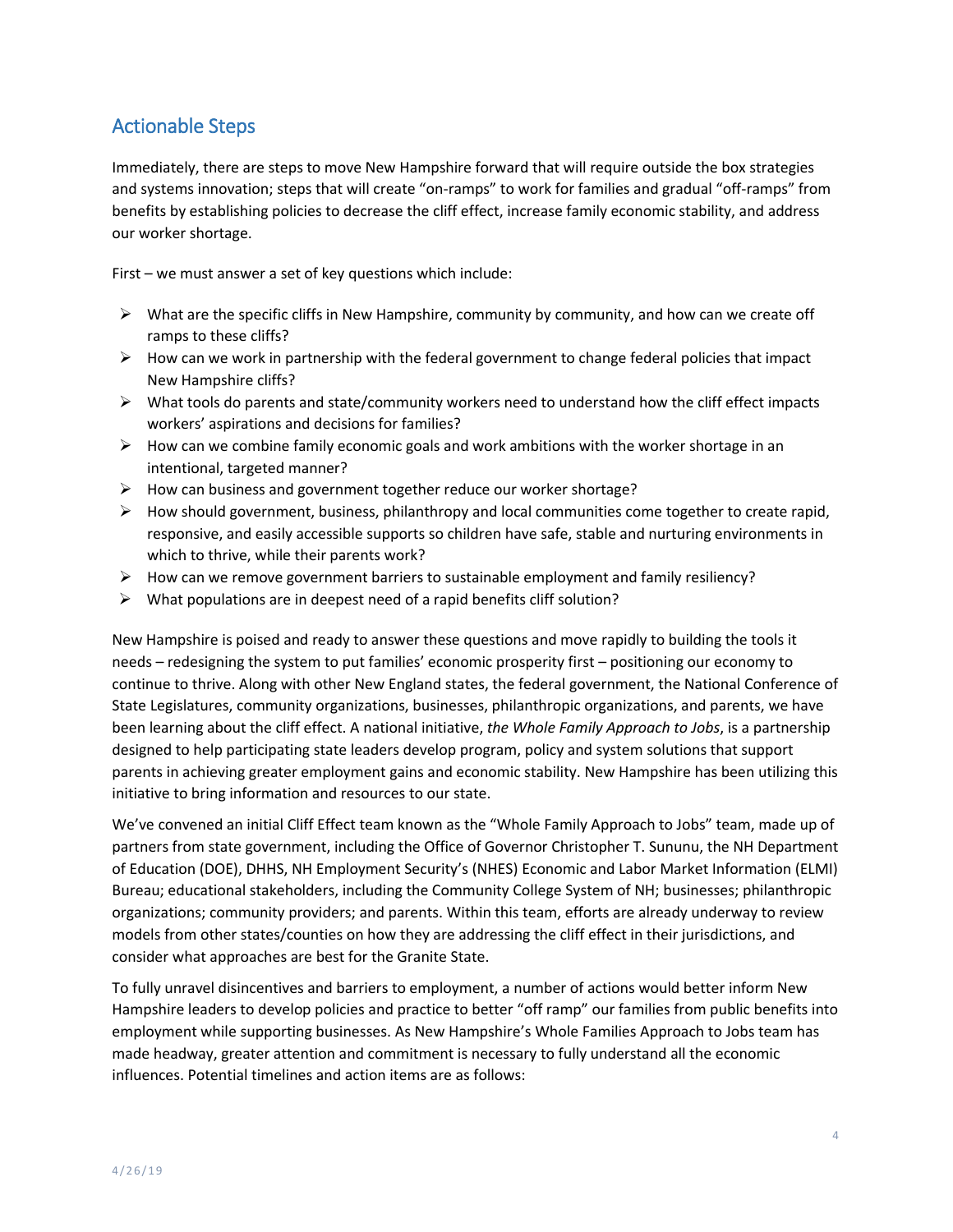## Actionable Steps

Immediately, there are steps to move New Hampshire forward that will require outside the box strategies and systems innovation; steps that will create "on-ramps" to work for families and gradual "off-ramps" from benefits by establishing policies to decrease the cliff effect, increase family economic stability, and address our worker shortage.

First – we must answer a set of key questions which include:

- What are the specific cliffs in New Hampshire, community by community, and how can we create off ramps to these cliffs?
- How can we work in partnership with the federal government to change federal policies that impact New Hampshire cliffs?
- What tools do parents and state/community workers need to understand how the cliff effect impacts workers' aspirations and decisions for families?
- How can we combine family economic goals and work ambitions with the worker shortage in an intentional, targeted manner?
- How can business and government together reduce our worker shortage?
- How should government, business, philanthropy and local communities come together to create rapid, responsive, and easily accessible supports so children have safe, stable and nurturing environments in which to thrive, while their parents work?
- How can we remove government barriers to sustainable employment and family resiliency?
- What populations are in deepest need of a rapid benefits cliff solution?

New Hampshire is poised and ready to answer these questions and move rapidly to building the tools it needs – redesigning the system to put families' economic prosperity first – positioning our economy to continue to thrive. Along with other New England states, the federal government, the National Conference of State Legislatures, community organizations, businesses, philanthropic organizations, and parents, we have been learning about the cliff effect. A national initiative, *the Whole Family Approach to Jobs*, is a partnership designed to help participating state leaders develop program, policy and system solutions that support parents in achieving greater employment gains and economic stability. New Hampshire has been utilizing this initiative to bring information and resources to our state.

We've convened an initial Cliff Effect team known as the "Whole Family Approach to Jobs" team, made up of partners from state government, including the Office of Governor Christopher T. Sununu, the NH Department of Education (DOE), DHHS, NH Employment Security's (NHES) Economic and Labor Market Information (ELMI) Bureau; educational stakeholders, including the Community College System of NH; businesses; philanthropic organizations; community providers; and parents. Within this team, efforts are already underway to review models from other states/counties on how they are addressing the cliff effect in their jurisdictions, and consider what approaches are best for the Granite State.

To fully unravel disincentives and barriers to employment, a number of actions would better inform New Hampshire leaders to develop policies and practice to better "off ramp" our families from public benefits into employment while supporting businesses. As New Hampshire's Whole Families Approach to Jobs team has made headway, greater attention and commitment is necessary to fully understand all the economic influences. Potential timelines and action items are as follows: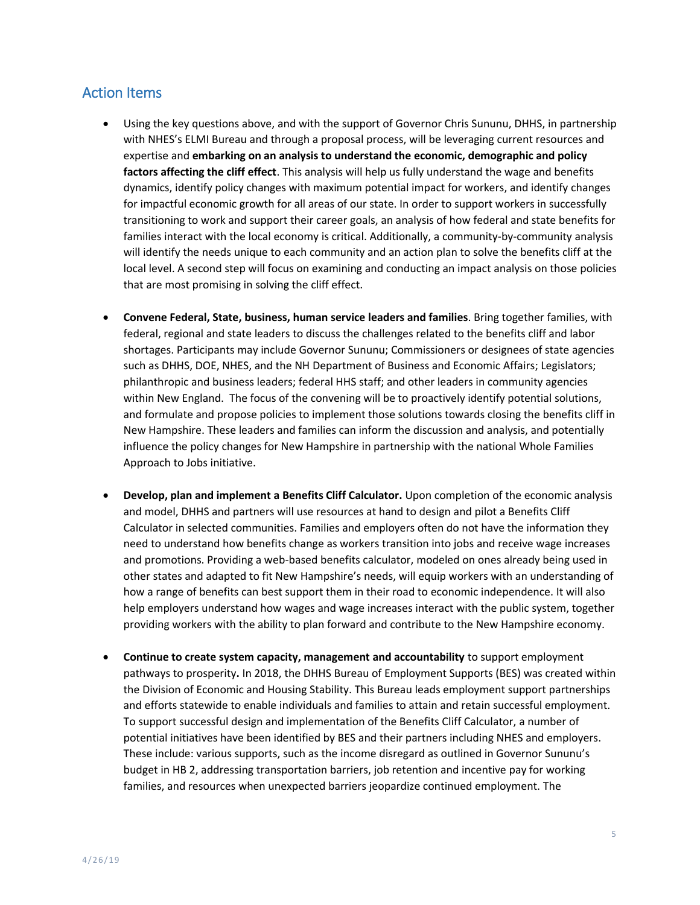## Action Items

- Using the key questions above, and with the support of Governor Chris Sununu, DHHS, in partnership with NHES's ELMI Bureau and through a proposal process, will be leveraging current resources and expertise and **embarking on an analysis to understand the economic, demographic and policy factors affecting the cliff effect**. This analysis will help us fully understand the wage and benefits dynamics, identify policy changes with maximum potential impact for workers, and identify changes for impactful economic growth for all areas of our state. In order to support workers in successfully transitioning to work and support their career goals, an analysis of how federal and state benefits for families interact with the local economy is critical. Additionally, a community-by-community analysis will identify the needs unique to each community and an action plan to solve the benefits cliff at the local level. A second step will focus on examining and conducting an impact analysis on those policies that are most promising in solving the cliff effect.

- **Convene Federal, State, business, human service leaders and families**. Bring together families, with federal, regional and state leaders to discuss the challenges related to the benefits cliff and labor shortages. Participants may include Governor Sununu; Commissioners or designees of state agencies such as DHHS, DOE, NHES, and the NH Department of Business and Economic Affairs; Legislators; philanthropic and business leaders; federal HHS staff; and other leaders in community agencies within New England. The focus of the convening will be to proactively identify potential solutions, and formulate and propose policies to implement those solutions towards closing the benefits cliff in New Hampshire. These leaders and families can inform the discussion and analysis, and potentially influence the policy changes for New Hampshire in partnership with the national Whole Families Approach to Jobs initiative.

- **Develop, plan and implement a Benefits Cliff Calculator.** Upon completion of the economic analysis and model, DHHS and partners will use resources at hand to design and pilot a Benefits Cliff Calculator in selected communities. Families and employers often do not have the information they need to understand how benefits change as workers transition into jobs and receive wage increases and promotions. Providing a web-based benefits calculator, modeled on ones already being used in other states and adapted to fit New Hampshire's needs, will equip workers with an understanding of how a range of benefits can best support them in their road to economic independence. It will also help employers understand how wages and wage increases interact with the public system, together providing workers with the ability to plan forward and contribute to the New Hampshire economy.

- **Continue to create system capacity, management and accountability** to support employment pathways to prosperity**.** In 2018, the DHHS Bureau of Employment Supports (BES) was created within the Division of Economic and Housing Stability. This Bureau leads employment support partnerships and efforts statewide to enable individuals and families to attain and retain successful employment. To support successful design and implementation of the Benefits Cliff Calculator, a number of potential initiatives have been identified by BES and their partners including NHES and employers. These include: various supports, such as the income disregard as outlined in Governor Sununu's budget in HB 2, addressing transportation barriers, job retention and incentive pay for working families, and resources when unexpected barriers jeopardize continued employment. The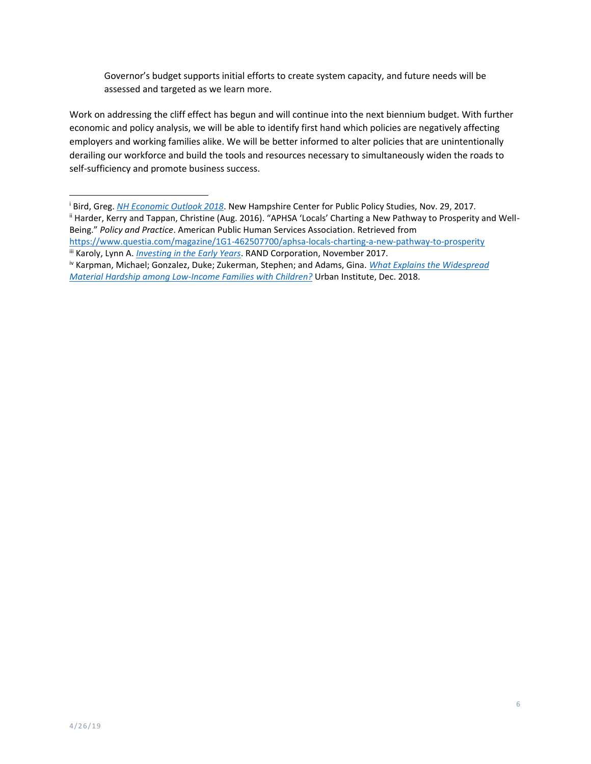Governor's budget supports initial efforts to create system capacity, and future needs will be assessed and targeted as we learn more.

Work on addressing the cliff effect has begun and will continue into the next biennium budget. With further economic and policy analysis, we will be able to identify first hand which policies are negatively affecting employers and working families alike. We will be better informed to alter policies that are unintentionally derailing our workforce and build the tools and resources necessary to simultaneously widen the roads to self-sufficiency and promote business success.

---

[i] Bird, Greg. *NH Economic Outlook 2018*. New Hampshire Center for Public Policy Studies, Nov. 29, 2017.

[ii] Harder, Kerry and Tappan, Christine (Aug. 2016). "APHSA 'Locals' Charting a New Pathway to Prosperity and Well-Being." *Policy and Practice*. American Public Human Services Association. Retrieved from https://www.questia.com/magazine/1G1-462507700/aphsa-locals-charting-a-new-pathway-to-prosperity

[iii] Karoly, Lynn A. *Investing in the Early Years*. RAND Corporation, November 2017.

[iv] Karpman, Michael; Gonzalez, Duke; Zukerman, Stephen; and Adams, Gina. *What Explains the Widespread Material Hardship among Low-Income Families with Children?* Urban Institute, Dec. 2018.